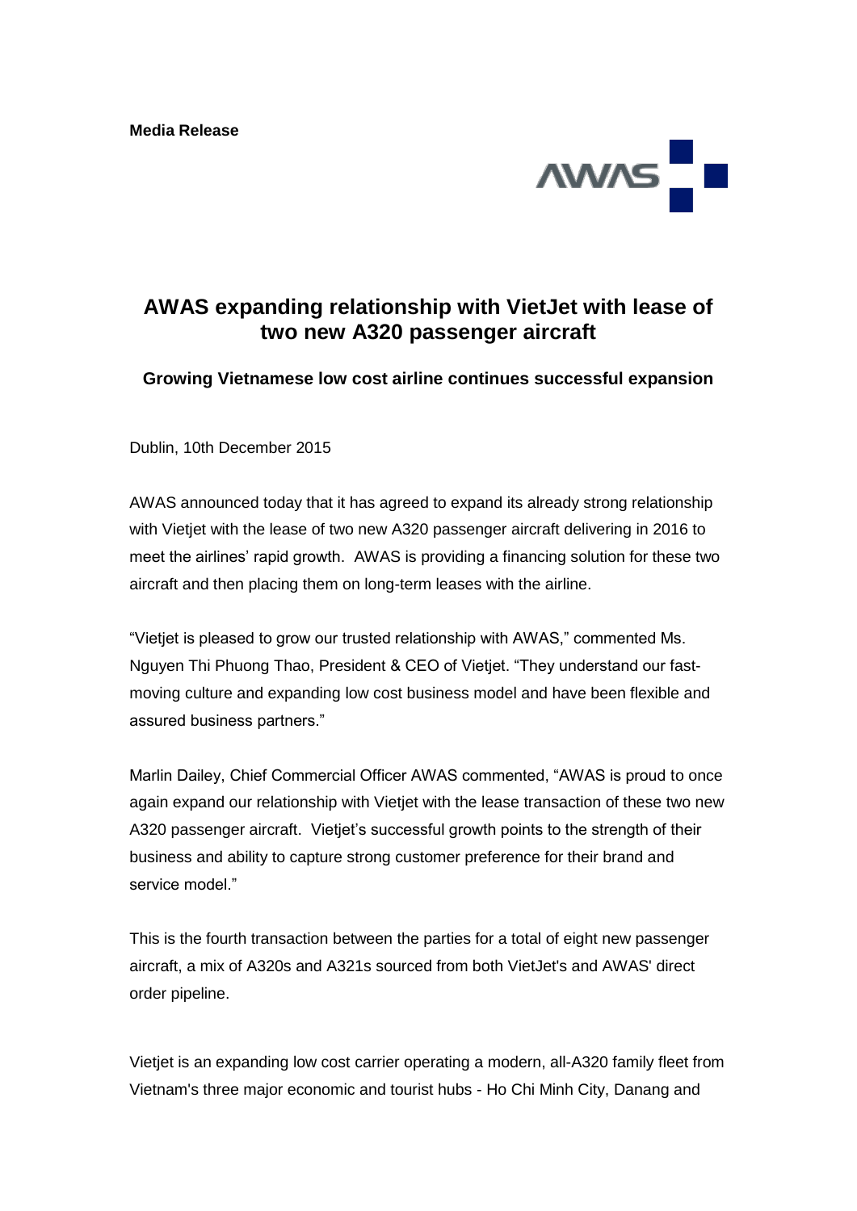**Media Release**

# AWAS expanding relationship with VietJet with lease of two new A320 passenger aircraft

### Growing Vietnamese low cost airline continues successful expansion

Dublin, 10th December 2015

AWAS announced today that it has agreed to expand its already strong relationship with Vietjet with the lease of two new A320 passenger aircraft delivering in 2016 to meet the airlines' rapid growth. AWAS is providing a financing solution for these two aircraft and then placing them on long-term leases with the airline.

"Vietjet is pleased to grow our trusted relationship with AWAS," commented Ms. Nguyen Thi Phuong Thao, President & CEO of Vietjet. "They understand our fast-moving culture and expanding low cost business model and have been flexible and assured business partners."

Marlin Dailey, Chief Commercial Officer AWAS commented, "AWAS is proud to once again expand our relationship with Vietjet with the lease transaction of these two new A320 passenger aircraft. Vietjet's successful growth points to the strength of their business and ability to capture strong customer preference for their brand and service model."

This is the fourth transaction between the parties for a total of eight new passenger aircraft, a mix of A320s and A321s sourced from both VietJet's and AWAS' direct order pipeline.

Vietjet is an expanding low cost carrier operating a modern, all-A320 family fleet from Vietnam's three major economic and tourist hubs - Ho Chi Minh City, Danang and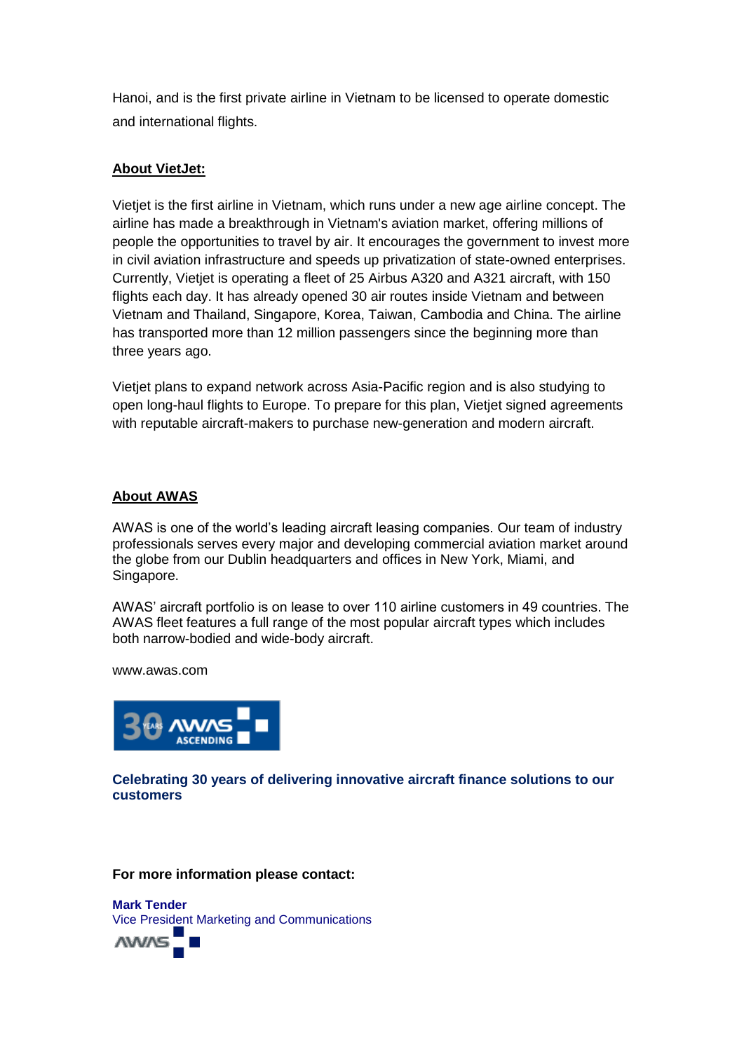Hanoi, and is the first private airline in Vietnam to be licensed to operate domestic and international flights.

**About VietJet:**

Vietjet is the first airline in Vietnam, which runs under a new age airline concept. The airline has made a breakthrough in Vietnam's aviation market, offering millions of people the opportunities to travel by air. It encourages the government to invest more in civil aviation infrastructure and speeds up privatization of state-owned enterprises. Currently, Vietjet is operating a fleet of 25 Airbus A320 and A321 aircraft, with 150 flights each day. It has already opened 30 air routes inside Vietnam and between Vietnam and Thailand, Singapore, Korea, Taiwan, Cambodia and China. The airline has transported more than 12 million passengers since the beginning more than three years ago.

Vietjet plans to expand network across Asia-Pacific region and is also studying to open long-haul flights to Europe. To prepare for this plan, Vietjet signed agreements with reputable aircraft-makers to purchase new-generation and modern aircraft.

**About AWAS**

AWAS is one of the world's leading aircraft leasing companies. Our team of industry professionals serves every major and developing commercial aviation market around the globe from our Dublin headquarters and offices in New York, Miami, and Singapore.

AWAS' aircraft portfolio is on lease to over 110 airline customers in 49 countries. The AWAS fleet features a full range of the most popular aircraft types which includes both narrow-bodied and wide-body aircraft.

www.awas.com

**Celebrating 30 years of delivering innovative aircraft finance solutions to our customers**

**For more information please contact:**

**Mark Tender**
Vice President Marketing and Communications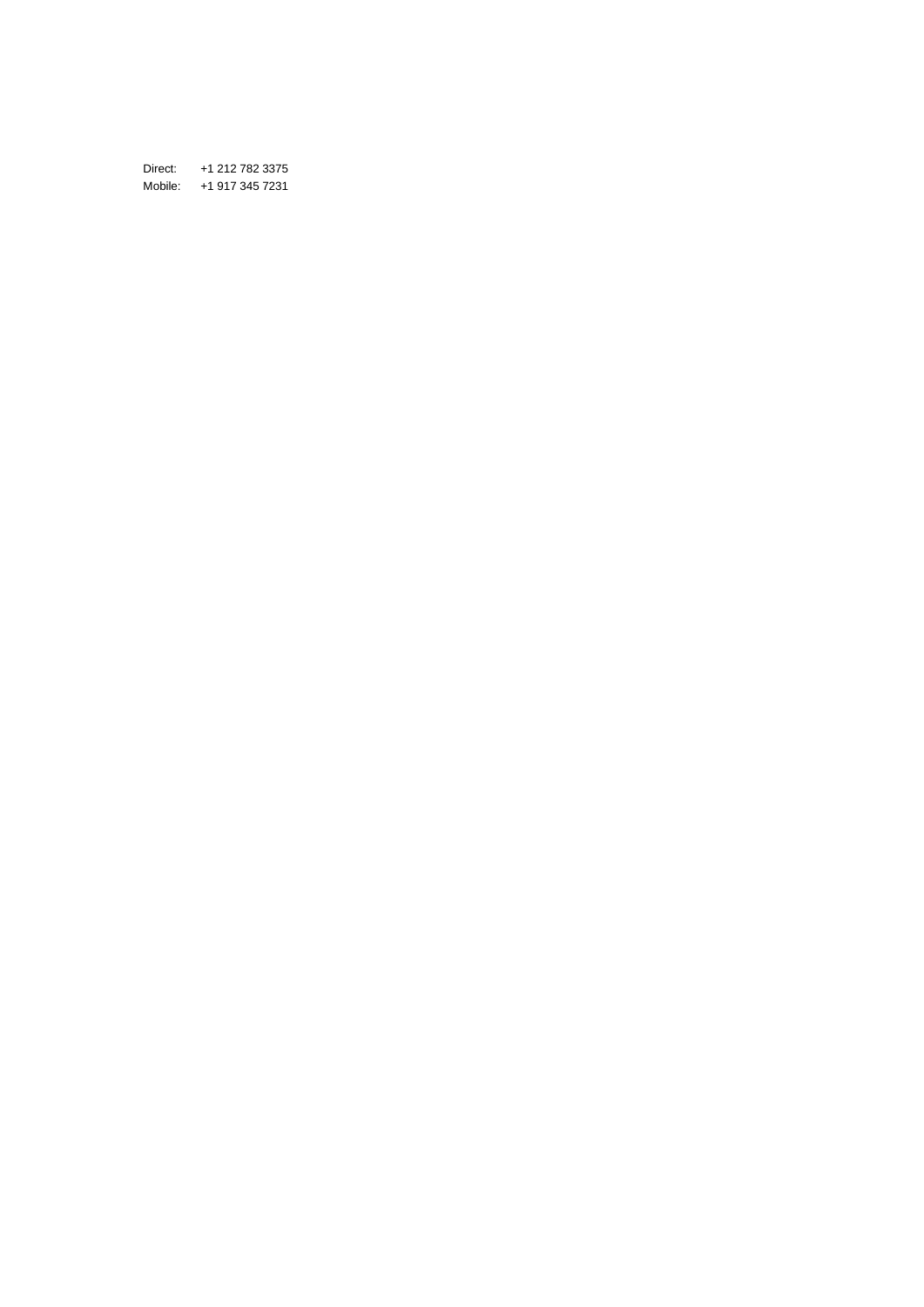| | |
|---|---|
| Direct: | +1 212 782 3375 |
| Mobile: | +1 917 345 7231 |